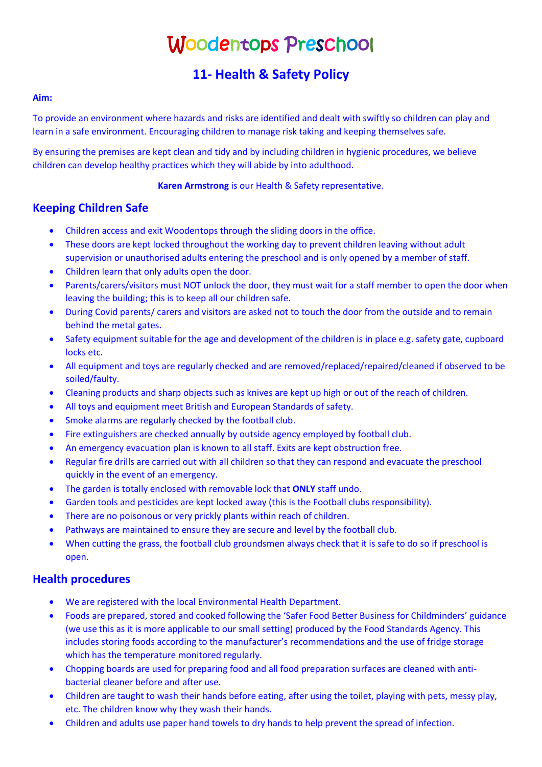# Woodentops Preschool

## 11- Health & Safety Policy

**Aim:**

To provide an environment where hazards and risks are identified and dealt with swiftly so children can play and learn in a safe environment. Encouraging children to manage risk taking and keeping themselves safe.

By ensuring the premises are kept clean and tidy and by including children in hygienic procedures, we believe children can develop healthy practices which they will abide by into adulthood.

**Karen Armstrong** is our Health & Safety representative.

## Keeping Children Safe

- Children access and exit Woodentops through the sliding doors in the office.
- These doors are kept locked throughout the working day to prevent children leaving without adult supervision or unauthorised adults entering the preschool and is only opened by a member of staff.
- Children learn that only adults open the door.
- Parents/carers/visitors must NOT unlock the door, they must wait for a staff member to open the door when leaving the building; this is to keep all our children safe.
- During Covid parents/ carers and visitors are asked not to touch the door from the outside and to remain behind the metal gates.
- Safety equipment suitable for the age and development of the children is in place e.g. safety gate, cupboard locks etc.
- All equipment and toys are regularly checked and are removed/replaced/repaired/cleaned if observed to be soiled/faulty.
- Cleaning products and sharp objects such as knives are kept up high or out of the reach of children.
- All toys and equipment meet British and European Standards of safety.
- Smoke alarms are regularly checked by the football club.
- Fire extinguishers are checked annually by outside agency employed by football club.
- An emergency evacuation plan is known to all staff. Exits are kept obstruction free.
- Regular fire drills are carried out with all children so that they can respond and evacuate the preschool quickly in the event of an emergency.
- The garden is totally enclosed with removable lock that **ONLY** staff undo.
- Garden tools and pesticides are kept locked away (this is the Football clubs responsibility).
- There are no poisonous or very prickly plants within reach of children.
- Pathways are maintained to ensure they are secure and level by the football club.
- When cutting the grass, the football club groundsmen always check that it is safe to do so if preschool is open.

## Health procedures

- We are registered with the local Environmental Health Department.
- Foods are prepared, stored and cooked following the 'Safer Food Better Business for Childminders' guidance (we use this as it is more applicable to our small setting) produced by the Food Standards Agency. This includes storing foods according to the manufacturer's recommendations and the use of fridge storage which has the temperature monitored regularly.
- Chopping boards are used for preparing food and all food preparation surfaces are cleaned with anti-bacterial cleaner before and after use.
- Children are taught to wash their hands before eating, after using the toilet, playing with pets, messy play, etc. The children know why they wash their hands.
- Children and adults use paper hand towels to dry hands to help prevent the spread of infection.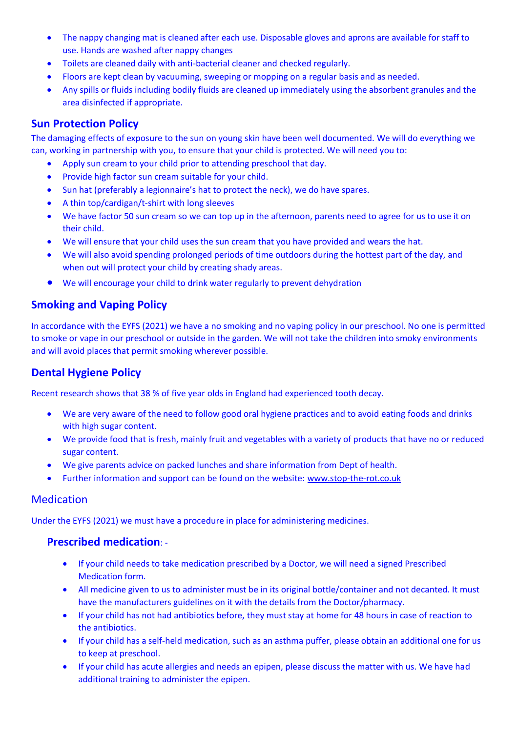- The nappy changing mat is cleaned after each use. Disposable gloves and aprons are available for staff to use. Hands are washed after nappy changes
- Toilets are cleaned daily with anti-bacterial cleaner and checked regularly.
- Floors are kept clean by vacuuming, sweeping or mopping on a regular basis and as needed.
- Any spills or fluids including bodily fluids are cleaned up immediately using the absorbent granules and the area disinfected if appropriate.

## Sun Protection Policy

The damaging effects of exposure to the sun on young skin have been well documented. We will do everything we can, working in partnership with you, to ensure that your child is protected. We will need you to:

- Apply sun cream to your child prior to attending preschool that day.
- Provide high factor sun cream suitable for your child.
- Sun hat (preferably a legionnaire's hat to protect the neck), we do have spares.
- A thin top/cardigan/t-shirt with long sleeves
- We have factor 50 sun cream so we can top up in the afternoon, parents need to agree for us to use it on their child.
- We will ensure that your child uses the sun cream that you have provided and wears the hat.
- We will also avoid spending prolonged periods of time outdoors during the hottest part of the day, and when out will protect your child by creating shady areas.
- We will encourage your child to drink water regularly to prevent dehydration

## Smoking and Vaping Policy

In accordance with the EYFS (2021) we have a no smoking and no vaping policy in our preschool. No one is permitted to smoke or vape in our preschool or outside in the garden. We will not take the children into smoky environments and will avoid places that permit smoking wherever possible.

## Dental Hygiene Policy

Recent research shows that 38 % of five year olds in England had experienced tooth decay.

- We are very aware of the need to follow good oral hygiene practices and to avoid eating foods and drinks with high sugar content.
- We provide food that is fresh, mainly fruit and vegetables with a variety of products that have no or reduced sugar content.
- We give parents advice on packed lunches and share information from Dept of health.
- Further information and support can be found on the website: www.stop-the-rot.co.uk

## Medication

Under the EYFS (2021) we must have a procedure in place for administering medicines.

### Prescribed medication: -

- If your child needs to take medication prescribed by a Doctor, we will need a signed Prescribed Medication form.
- All medicine given to us to administer must be in its original bottle/container and not decanted. It must have the manufacturers guidelines on it with the details from the Doctor/pharmacy.
- If your child has not had antibiotics before, they must stay at home for 48 hours in case of reaction to the antibiotics.
- If your child has a self-held medication, such as an asthma puffer, please obtain an additional one for us to keep at preschool.
- If your child has acute allergies and needs an epipen, please discuss the matter with us. We have had additional training to administer the epipen.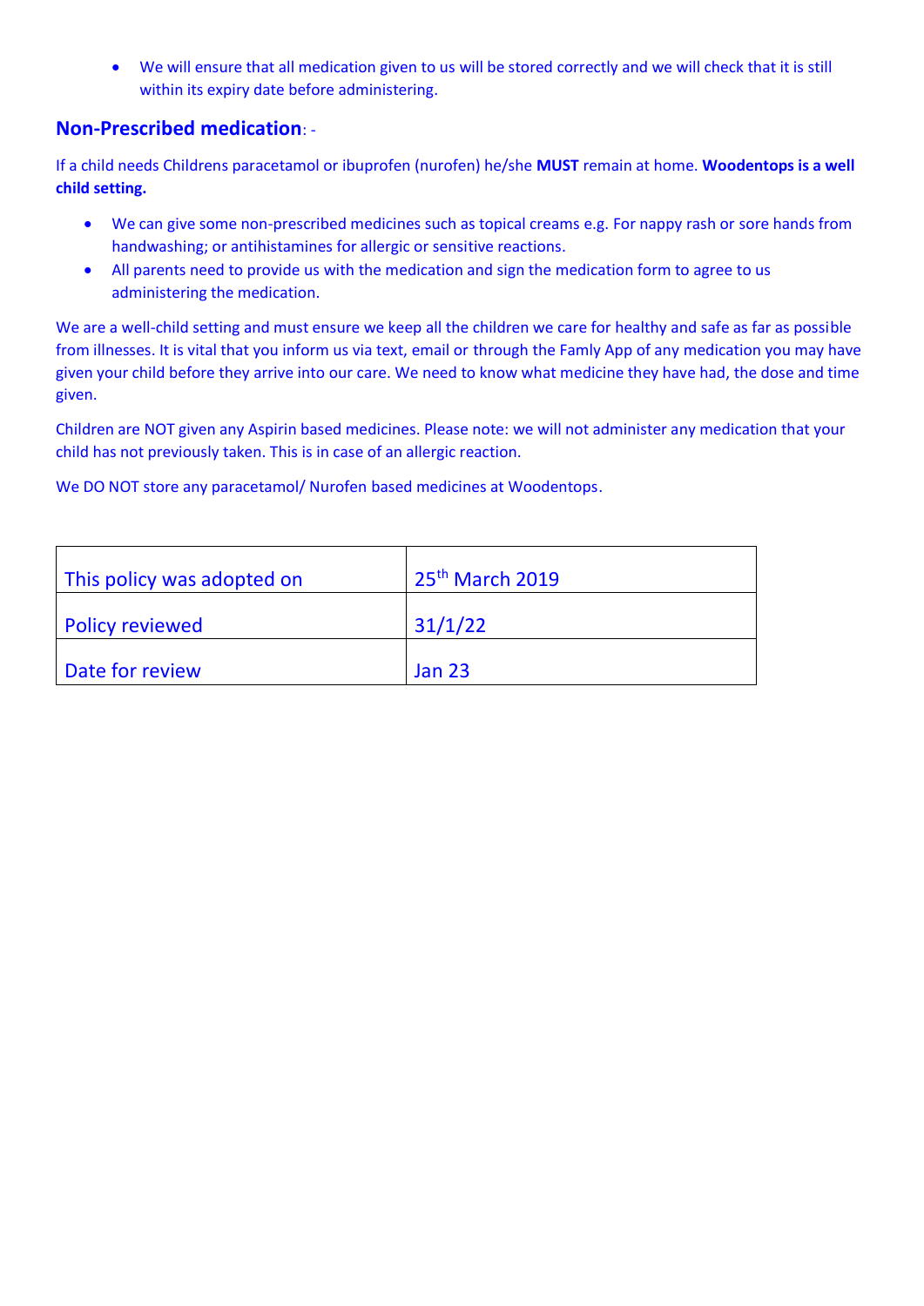- We will ensure that all medication given to us will be stored correctly and we will check that it is still within its expiry date before administering.

## Non-Prescribed medication: -

If a child needs Childrens paracetamol or ibuprofen (nurofen) he/she **MUST** remain at home. **Woodentops is a well child setting.**

- We can give some non-prescribed medicines such as topical creams e.g. For nappy rash or sore hands from handwashing; or antihistamines for allergic or sensitive reactions.
- All parents need to provide us with the medication and sign the medication form to agree to us administering the medication.

We are a well-child setting and must ensure we keep all the children we care for healthy and safe as far as possible from illnesses. It is vital that you inform us via text, email or through the Famly App of any medication you may have given your child before they arrive into our care. We need to know what medicine they have had, the dose and time given.

Children are NOT given any Aspirin based medicines. Please note: we will not administer any medication that your child has not previously taken. This is in case of an allergic reaction.

We DO NOT store any paracetamol/ Nurofen based medicines at Woodentops.

| | |
|---|---|
| This policy was adopted on | 25th March 2019 |
| Policy reviewed | 31/1/22 |
| Date for review | Jan 23 |